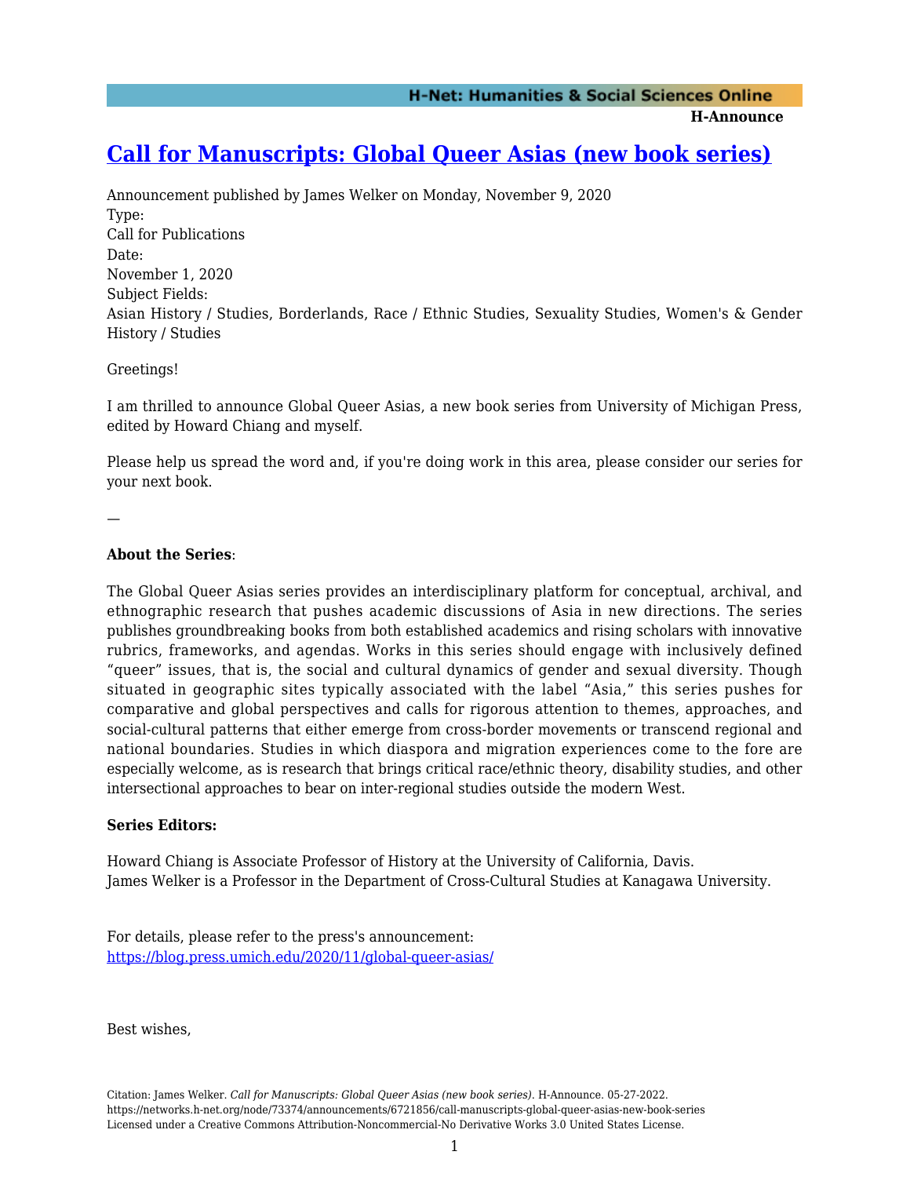# [Call for Manuscripts: Global Queer Asias (new book series)](https://networks.h-net.org/node/73374/announcements/6721856/call-manuscripts-global-queer-asias-new-book-series)

Announcement published by James Welker on Monday, November 9, 2020
Type:
Call for Publications
Date:
November 1, 2020
Subject Fields:
Asian History / Studies, Borderlands, Race / Ethnic Studies, Sexuality Studies, Women's & Gender History / Studies

Greetings!

I am thrilled to announce Global Queer Asias, a new book series from University of Michigan Press, edited by Howard Chiang and myself.

Please help us spread the word and, if you're doing work in this area, please consider our series for your next book.

—

**About the Series**:

The Global Queer Asias series provides an interdisciplinary platform for conceptual, archival, and ethnographic research that pushes academic discussions of Asia in new directions. The series publishes groundbreaking books from both established academics and rising scholars with innovative rubrics, frameworks, and agendas. Works in this series should engage with inclusively defined "queer" issues, that is, the social and cultural dynamics of gender and sexual diversity. Though situated in geographic sites typically associated with the label "Asia," this series pushes for comparative and global perspectives and calls for rigorous attention to themes, approaches, and social-cultural patterns that either emerge from cross-border movements or transcend regional and national boundaries. Studies in which diaspora and migration experiences come to the fore are especially welcome, as is research that brings critical race/ethnic theory, disability studies, and other intersectional approaches to bear on inter-regional studies outside the modern West.

**Series Editors:**

Howard Chiang is Associate Professor of History at the University of California, Davis.
James Welker is a Professor in the Department of Cross-Cultural Studies at Kanagawa University.

For details, please refer to the press's announcement:
[https://blog.press.umich.edu/2020/11/global-queer-asias/](https://blog.press.umich.edu/2020/11/global-queer-asias/)

Best wishes,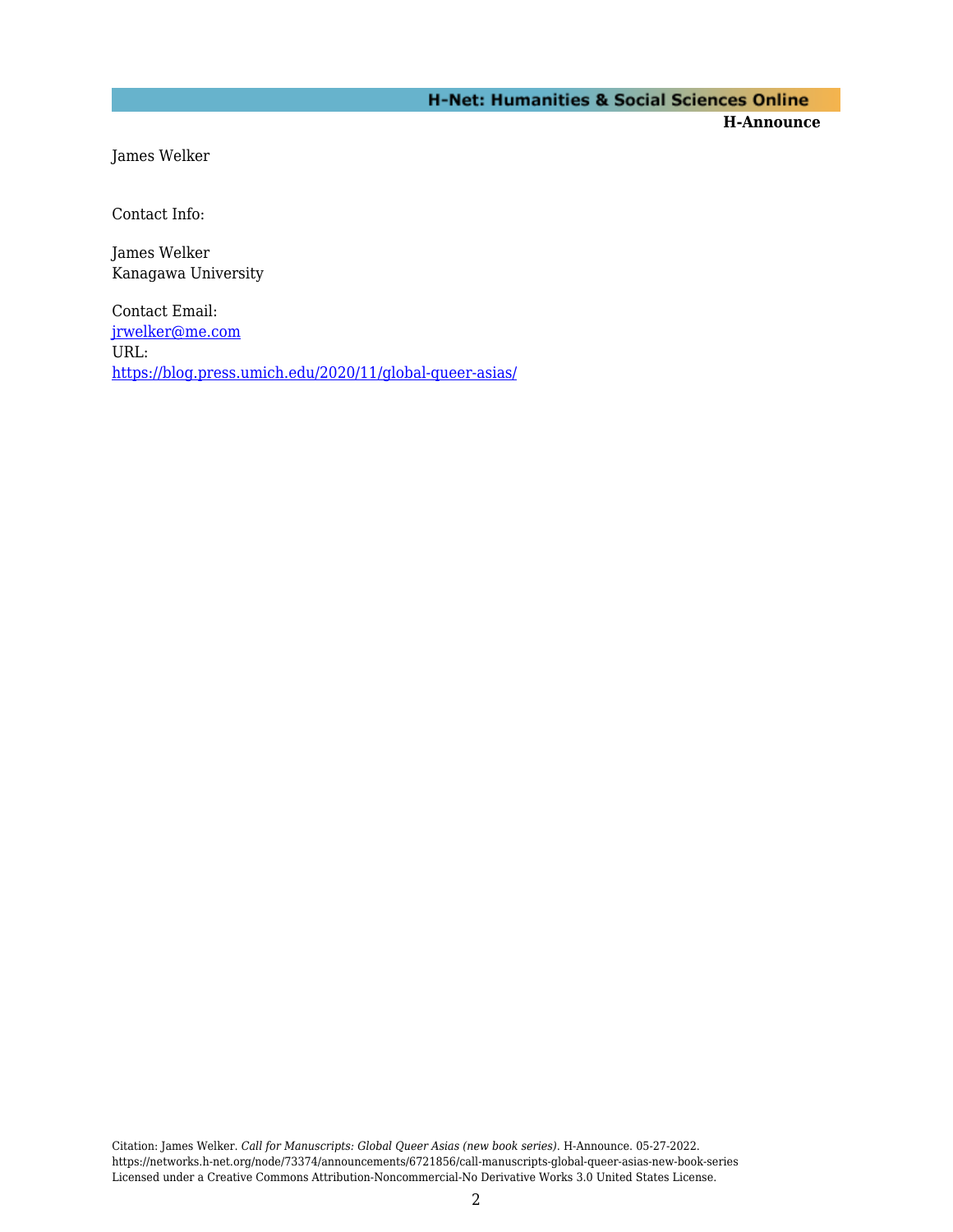James Welker

Contact Info:

James Welker
Kanagawa University

Contact Email:
jrwelker@me.com
URL:
https://blog.press.umich.edu/2020/11/global-queer-asias/

Citation: James Welker. *Call for Manuscripts: Global Queer Asias (new book series)*. H-Announce. 05-27-2022.
https://networks.h-net.org/node/73374/announcements/6721856/call-manuscripts-global-queer-asias-new-book-series
Licensed under a Creative Commons Attribution-Noncommercial-No Derivative Works 3.0 United States License.